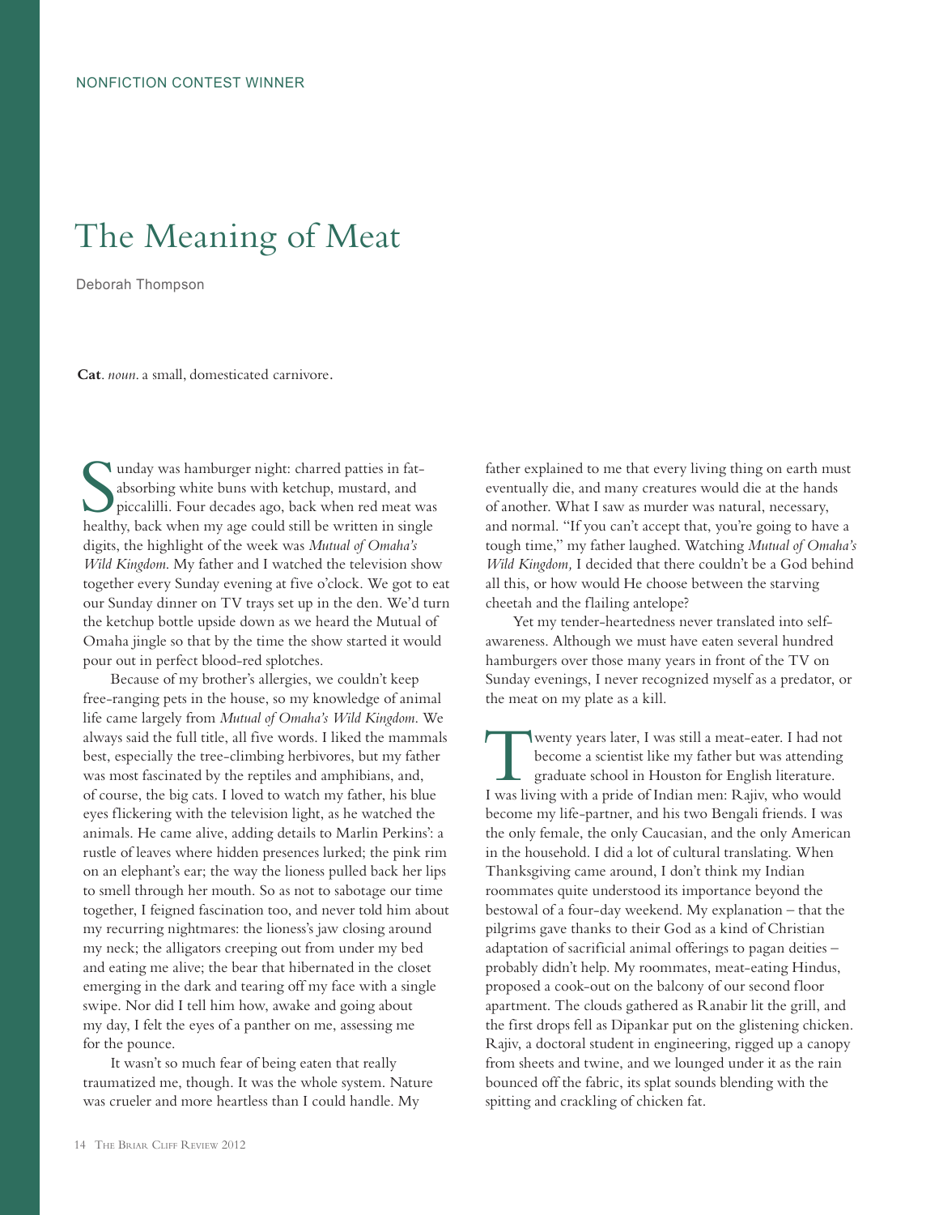NONFICTION CONTEST WINNER

# The Meaning of Meat

Deborah Thompson

**Cat**. *noun*. a small, domesticated carnivore.

Sunday was hamburger night: charred patties in fat-absorbing white buns with ketchup, mustard, and piccalilli. Four decades ago, back when red meat was healthy, back when my age could still be written in single digits, the highlight of the week was *Mutual of Omaha's Wild Kingdom*. My father and I watched the television show together every Sunday evening at five o'clock. We got to eat our Sunday dinner on TV trays set up in the den. We'd turn the ketchup bottle upside down as we heard the Mutual of Omaha jingle so that by the time the show started it would pour out in perfect blood-red splotches.

Because of my brother's allergies, we couldn't keep free-ranging pets in the house, so my knowledge of animal life came largely from *Mutual of Omaha's Wild Kingdom*. We always said the full title, all five words. I liked the mammals best, especially the tree-climbing herbivores, but my father was most fascinated by the reptiles and amphibians, and, of course, the big cats. I loved to watch my father, his blue eyes flickering with the television light, as he watched the animals. He came alive, adding details to Marlin Perkins': a rustle of leaves where hidden presences lurked; the pink rim on an elephant's ear; the way the lioness pulled back her lips to smell through her mouth. So as not to sabotage our time together, I feigned fascination too, and never told him about my recurring nightmares: the lioness's jaw closing around my neck; the alligators creeping out from under my bed and eating me alive; the bear that hibernated in the closet emerging in the dark and tearing off my face with a single swipe. Nor did I tell him how, awake and going about my day, I felt the eyes of a panther on me, assessing me for the pounce.

It wasn't so much fear of being eaten that really traumatized me, though. It was the whole system. Nature was crueler and more heartless than I could handle. My father explained to me that every living thing on earth must eventually die, and many creatures would die at the hands of another. What I saw as murder was natural, necessary, and normal. "If you can't accept that, you're going to have a tough time," my father laughed. Watching *Mutual of Omaha's Wild Kingdom,* I decided that there couldn't be a God behind all this, or how would He choose between the starving cheetah and the flailing antelope?

Yet my tender-heartedness never translated into self-awareness. Although we must have eaten several hundred hamburgers over those many years in front of the TV on Sunday evenings, I never recognized myself as a predator, or the meat on my plate as a kill.

Twenty years later, I was still a meat-eater. I had not become a scientist like my father but was attending graduate school in Houston for English literature. I was living with a pride of Indian men: Rajiv, who would become my life-partner, and his two Bengali friends. I was the only female, the only Caucasian, and the only American in the household. I did a lot of cultural translating. When Thanksgiving came around, I don't think my Indian roommates quite understood its importance beyond the bestowal of a four-day weekend. My explanation – that the pilgrims gave thanks to their God as a kind of Christian adaptation of sacrificial animal offerings to pagan deities – probably didn't help. My roommates, meat-eating Hindus, proposed a cook-out on the balcony of our second floor apartment. The clouds gathered as Ranabir lit the grill, and the first drops fell as Dipankar put on the glistening chicken. Rajiv, a doctoral student in engineering, rigged up a canopy from sheets and twine, and we lounged under it as the rain bounced off the fabric, its splat sounds blending with the spitting and crackling of chicken fat.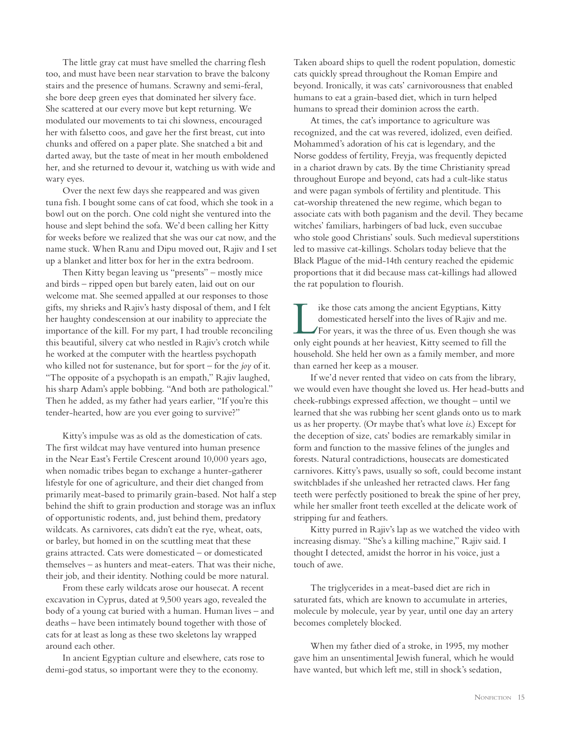The little gray cat must have smelled the charring flesh too, and must have been near starvation to brave the balcony stairs and the presence of humans. Scrawny and semi-feral, she bore deep green eyes that dominated her silvery face. She scattered at our every move but kept returning. We modulated our movements to tai chi slowness, encouraged her with falsetto coos, and gave her the first breast, cut into chunks and offered on a paper plate. She snatched a bit and darted away, but the taste of meat in her mouth emboldened her, and she returned to devour it, watching us with wide and wary eyes.

Over the next few days she reappeared and was given tuna fish. I bought some cans of cat food, which she took in a bowl out on the porch. One cold night she ventured into the house and slept behind the sofa. We'd been calling her Kitty for weeks before we realized that she was our cat now, and the name stuck. When Ranu and Dipu moved out, Rajiv and I set up a blanket and litter box for her in the extra bedroom.

Then Kitty began leaving us "presents" – mostly mice and birds – ripped open but barely eaten, laid out on our welcome mat. She seemed appalled at our responses to those gifts, my shrieks and Rajiv's hasty disposal of them, and I felt her haughty condescension at our inability to appreciate the importance of the kill. For my part, I had trouble reconciling this beautiful, silvery cat who nestled in Rajiv's crotch while he worked at the computer with the heartless psychopath who killed not for sustenance, but for sport – for the *joy* of it. "The opposite of a psychopath is an empath," Rajiv laughed, his sharp Adam's apple bobbing. "And both are pathological." Then he added, as my father had years earlier, "If you're this tender-hearted, how are you ever going to survive?"

Kitty's impulse was as old as the domestication of cats. The first wildcat may have ventured into human presence in the Near East's Fertile Crescent around 10,000 years ago, when nomadic tribes began to exchange a hunter-gatherer lifestyle for one of agriculture, and their diet changed from primarily meat-based to primarily grain-based. Not half a step behind the shift to grain production and storage was an influx of opportunistic rodents, and, just behind them, predatory wildcats. As carnivores, cats didn't eat the rye, wheat, oats, or barley, but homed in on the scuttling meat that these grains attracted. Cats were domesticated – or domesticated themselves – as hunters and meat-eaters. That was their niche, their job, and their identity. Nothing could be more natural.

From these early wildcats arose our housecat. A recent excavation in Cyprus, dated at 9,500 years ago, revealed the body of a young cat buried with a human. Human lives – and deaths – have been intimately bound together with those of cats for at least as long as these two skeletons lay wrapped around each other.

In ancient Egyptian culture and elsewhere, cats rose to demi-god status, so important were they to the economy. Taken aboard ships to quell the rodent population, domestic cats quickly spread throughout the Roman Empire and beyond. Ironically, it was cats' carnivorousness that enabled humans to eat a grain-based diet, which in turn helped humans to spread their dominion across the earth.

At times, the cat's importance to agriculture was recognized, and the cat was revered, idolized, even deified. Mohammed's adoration of his cat is legendary, and the Norse goddess of fertility, Freyja, was frequently depicted in a chariot drawn by cats. By the time Christianity spread throughout Europe and beyond, cats had a cult-like status and were pagan symbols of fertility and plentitude. This cat-worship threatened the new regime, which began to associate cats with both paganism and the devil. They became witches' familiars, harbingers of bad luck, even succubae who stole good Christians' souls. Such medieval superstitions led to massive cat-killings. Scholars today believe that the Black Plague of the mid-14th century reached the epidemic proportions that it did because mass cat-killings had allowed the rat population to flourish.

Like those cats among the ancient Egyptians, Kitty domesticated herself into the lives of Rajiv and me. For years, it was the three of us. Even though she was only eight pounds at her heaviest, Kitty seemed to fill the household. She held her own as a family member, and more than earned her keep as a mouser.

If we'd never rented that video on cats from the library, we would even have thought she loved us. Her head-butts and cheek-rubbings expressed affection, we thought – until we learned that she was rubbing her scent glands onto us to mark us as her property. (Or maybe that's what love *is*.) Except for the deception of size, cats' bodies are remarkably similar in form and function to the massive felines of the jungles and forests. Natural contradictions, housecats are domesticated carnivores. Kitty's paws, usually so soft, could become instant switchblades if she unleashed her retracted claws. Her fang teeth were perfectly positioned to break the spine of her prey, while her smaller front teeth excelled at the delicate work of stripping fur and feathers.

Kitty purred in Rajiv's lap as we watched the video with increasing dismay. "She's a killing machine," Rajiv said. I thought I detected, amidst the horror in his voice, just a touch of awe.

The triglycerides in a meat-based diet are rich in saturated fats, which are known to accumulate in arteries, molecule by molecule, year by year, until one day an artery becomes completely blocked.

When my father died of a stroke, in 1995, my mother gave him an unsentimental Jewish funeral, which he would have wanted, but which left me, still in shock's sedation,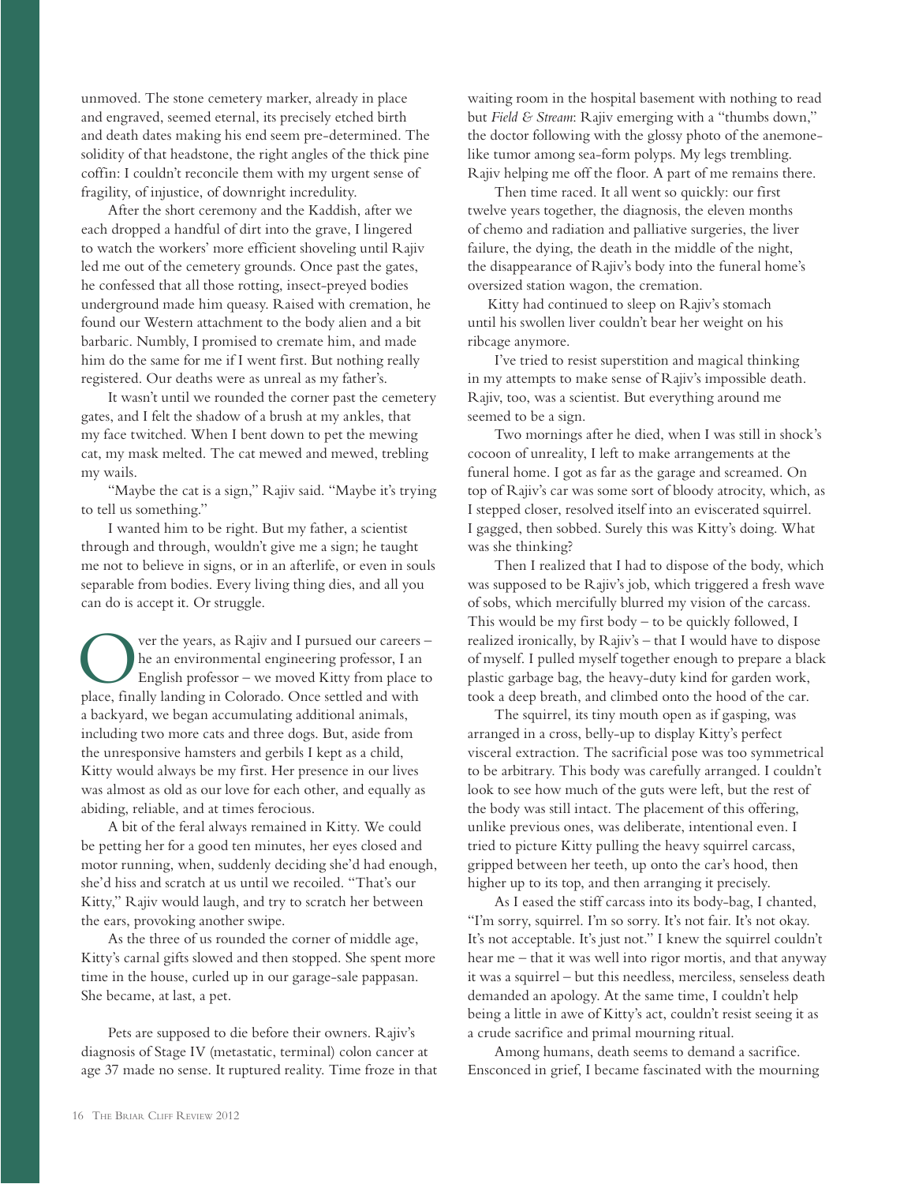unmoved. The stone cemetery marker, already in place and engraved, seemed eternal, its precisely etched birth and death dates making his end seem pre-determined. The solidity of that headstone, the right angles of the thick pine coffin: I couldn't reconcile them with my urgent sense of fragility, of injustice, of downright incredulity.

After the short ceremony and the Kaddish, after we each dropped a handful of dirt into the grave, I lingered to watch the workers' more efficient shoveling until Rajiv led me out of the cemetery grounds. Once past the gates, he confessed that all those rotting, insect-preyed bodies underground made him queasy. Raised with cremation, he found our Western attachment to the body alien and a bit barbaric. Numbly, I promised to cremate him, and made him do the same for me if I went first. But nothing really registered. Our deaths were as unreal as my father's.

It wasn't until we rounded the corner past the cemetery gates, and I felt the shadow of a brush at my ankles, that my face twitched. When I bent down to pet the mewing cat, my mask melted. The cat mewed and mewed, trebling my wails.

"Maybe the cat is a sign," Rajiv said. "Maybe it's trying to tell us something."

I wanted him to be right. But my father, a scientist through and through, wouldn't give me a sign; he taught me not to believe in signs, or in an afterlife, or even in souls separable from bodies. Every living thing dies, and all you can do is accept it. Or struggle.

Over the years, as Rajiv and I pursued our careers – he an environmental engineering professor, I an English professor – we moved Kitty from place to place, finally landing in Colorado. Once settled and with a backyard, we began accumulating additional animals, including two more cats and three dogs. But, aside from the unresponsive hamsters and gerbils I kept as a child, Kitty would always be my first. Her presence in our lives was almost as old as our love for each other, and equally as abiding, reliable, and at times ferocious.

A bit of the feral always remained in Kitty. We could be petting her for a good ten minutes, her eyes closed and motor running, when, suddenly deciding she'd had enough, she'd hiss and scratch at us until we recoiled. "That's our Kitty," Rajiv would laugh, and try to scratch her between the ears, provoking another swipe.

As the three of us rounded the corner of middle age, Kitty's carnal gifts slowed and then stopped. She spent more time in the house, curled up in our garage-sale pappasan. She became, at last, a pet.

Pets are supposed to die before their owners. Rajiv's diagnosis of Stage IV (metastatic, terminal) colon cancer at age 37 made no sense. It ruptured reality. Time froze in that waiting room in the hospital basement with nothing to read but *Field & Stream*: Rajiv emerging with a "thumbs down," the doctor following with the glossy photo of the anemone-like tumor among sea-form polyps. My legs trembling. Rajiv helping me off the floor. A part of me remains there.

Then time raced. It all went so quickly: our first twelve years together, the diagnosis, the eleven months of chemo and radiation and palliative surgeries, the liver failure, the dying, the death in the middle of the night, the disappearance of Rajiv's body into the funeral home's oversized station wagon, the cremation.

Kitty had continued to sleep on Rajiv's stomach until his swollen liver couldn't bear her weight on his ribcage anymore.

I've tried to resist superstition and magical thinking in my attempts to make sense of Rajiv's impossible death. Rajiv, too, was a scientist. But everything around me seemed to be a sign.

Two mornings after he died, when I was still in shock's cocoon of unreality, I left to make arrangements at the funeral home. I got as far as the garage and screamed. On top of Rajiv's car was some sort of bloody atrocity, which, as I stepped closer, resolved itself into an eviscerated squirrel. I gagged, then sobbed. Surely this was Kitty's doing. What was she thinking?

Then I realized that I had to dispose of the body, which was supposed to be Rajiv's job, which triggered a fresh wave of sobs, which mercifully blurred my vision of the carcass. This would be my first body – to be quickly followed, I realized ironically, by Rajiv's – that I would have to dispose of myself. I pulled myself together enough to prepare a black plastic garbage bag, the heavy-duty kind for garden work, took a deep breath, and climbed onto the hood of the car.

The squirrel, its tiny mouth open as if gasping, was arranged in a cross, belly-up to display Kitty's perfect visceral extraction. The sacrificial pose was too symmetrical to be arbitrary. This body was carefully arranged. I couldn't look to see how much of the guts were left, but the rest of the body was still intact. The placement of this offering, unlike previous ones, was deliberate, intentional even. I tried to picture Kitty pulling the heavy squirrel carcass, gripped between her teeth, up onto the car's hood, then higher up to its top, and then arranging it precisely.

As I eased the stiff carcass into its body-bag, I chanted, "I'm sorry, squirrel. I'm so sorry. It's not fair. It's not okay. It's not acceptable. It's just not." I knew the squirrel couldn't hear me – that it was well into rigor mortis, and that anyway it was a squirrel – but this needless, merciless, senseless death demanded an apology. At the same time, I couldn't help being a little in awe of Kitty's act, couldn't resist seeing it as a crude sacrifice and primal mourning ritual.

Among humans, death seems to demand a sacrifice. Ensconced in grief, I became fascinated with the mourning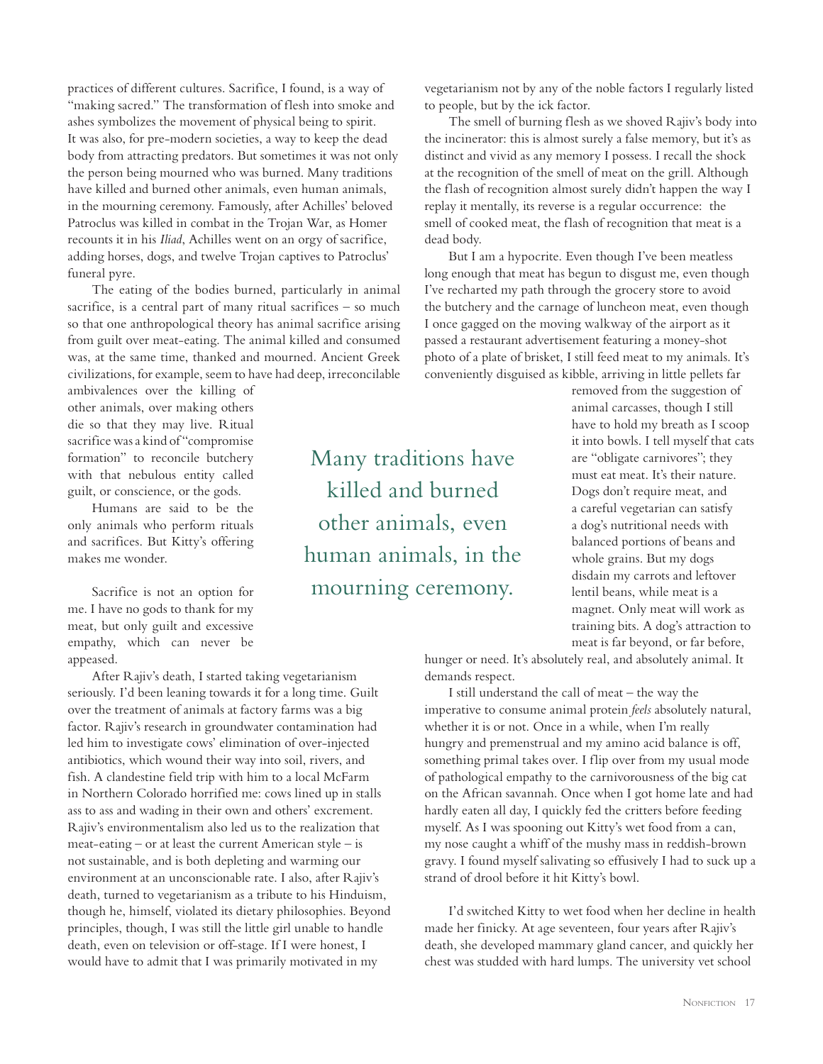practices of different cultures. Sacrifice, I found, is a way of "making sacred." The transformation of flesh into smoke and ashes symbolizes the movement of physical being to spirit. It was also, for pre-modern societies, a way to keep the dead body from attracting predators. But sometimes it was not only the person being mourned who was burned. Many traditions have killed and burned other animals, even human animals, in the mourning ceremony. Famously, after Achilles' beloved Patroclus was killed in combat in the Trojan War, as Homer recounts it in his *Iliad*, Achilles went on an orgy of sacrifice, adding horses, dogs, and twelve Trojan captives to Patroclus' funeral pyre.

The eating of the bodies burned, particularly in animal sacrifice, is a central part of many ritual sacrifices – so much so that one anthropological theory has animal sacrifice arising from guilt over meat-eating. The animal killed and consumed was, at the same time, thanked and mourned. Ancient Greek civilizations, for example, seem to have had deep, irreconcilable ambivalences over the killing of other animals, over making others die so that they may live. Ritual sacrifice was a kind of "compromise formation" to reconcile butchery with that nebulous entity called guilt, or conscience, or the gods.

Humans are said to be the only animals who perform rituals and sacrifices. But Kitty's offering makes me wonder.

> Many traditions have killed and burned other animals, even human animals, in the mourning ceremony.

Sacrifice is not an option for me. I have no gods to thank for my meat, but only guilt and excessive empathy, which can never be appeased.

After Rajiv's death, I started taking vegetarianism seriously. I'd been leaning towards it for a long time. Guilt over the treatment of animals at factory farms was a big factor. Rajiv's research in groundwater contamination had led him to investigate cows' elimination of over-injected antibiotics, which wound their way into soil, rivers, and fish. A clandestine field trip with him to a local McFarm in Northern Colorado horrified me: cows lined up in stalls ass to ass and wading in their own and others' excrement. Rajiv's environmentalism also led us to the realization that meat-eating – or at least the current American style – is not sustainable, and is both depleting and warming our environment at an unconscionable rate. I also, after Rajiv's death, turned to vegetarianism as a tribute to his Hinduism, though he, himself, violated its dietary philosophies. Beyond principles, though, I was still the little girl unable to handle death, even on television or off-stage. If I were honest, I would have to admit that I was primarily motivated in my vegetarianism not by any of the noble factors I regularly listed to people, but by the ick factor.

The smell of burning flesh as we shoved Rajiv's body into the incinerator: this is almost surely a false memory, but it's as distinct and vivid as any memory I possess. I recall the shock at the recognition of the smell of meat on the grill. Although the flash of recognition almost surely didn't happen the way I replay it mentally, its reverse is a regular occurrence: the smell of cooked meat, the flash of recognition that meat is a dead body.

But I am a hypocrite. Even though I've been meatless long enough that meat has begun to disgust me, even though I've recharted my path through the grocery store to avoid the butchery and the carnage of luncheon meat, even though I once gagged on the moving walkway of the airport as it passed a restaurant advertisement featuring a money-shot photo of a plate of brisket, I still feed meat to my animals. It's conveniently disguised as kibble, arriving in little pellets far removed from the suggestion of animal carcasses, though I still have to hold my breath as I scoop it into bowls. I tell myself that cats are "obligate carnivores"; they must eat meat. It's their nature. Dogs don't require meat, and a careful vegetarian can satisfy a dog's nutritional needs with balanced portions of beans and whole grains. But my dogs disdain my carrots and leftover lentil beans, while meat is a magnet. Only meat will work as training bits. A dog's attraction to meat is far beyond, or far before, hunger or need. It's absolutely real, and absolutely animal. It demands respect.

I still understand the call of meat – the way the imperative to consume animal protein *feels* absolutely natural, whether it is or not. Once in a while, when I'm really hungry and premenstrual and my amino acid balance is off, something primal takes over. I flip over from my usual mode of pathological empathy to the carnivorousness of the big cat on the African savannah. Once when I got home late and had hardly eaten all day, I quickly fed the critters before feeding myself. As I was spooning out Kitty's wet food from a can, my nose caught a whiff of the mushy mass in reddish-brown gravy. I found myself salivating so effusively I had to suck up a strand of drool before it hit Kitty's bowl.

I'd switched Kitty to wet food when her decline in health made her finicky. At age seventeen, four years after Rajiv's death, she developed mammary gland cancer, and quickly her chest was studded with hard lumps. The university vet school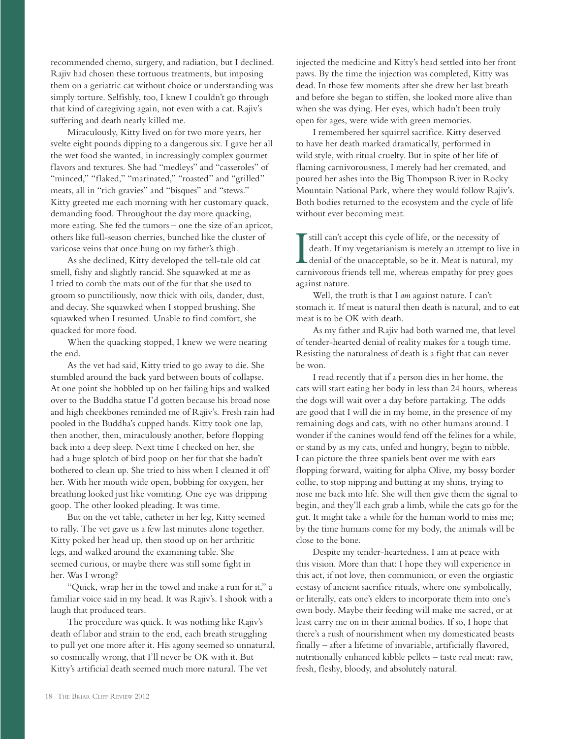recommended chemo, surgery, and radiation, but I declined. Rajiv had chosen these tortuous treatments, but imposing them on a geriatric cat without choice or understanding was simply torture. Selfishly, too, I knew I couldn't go through that kind of caregiving again, not even with a cat. Rajiv's suffering and death nearly killed me.

Miraculously, Kitty lived on for two more years, her svelte eight pounds dipping to a dangerous six. I gave her all the wet food she wanted, in increasingly complex gourmet flavors and textures. She had "medleys" and "casseroles" of "minced," "flaked," "marinated," "roasted" and "grilled" meats, all in "rich gravies" and "bisques" and "stews." Kitty greeted me each morning with her customary quack, demanding food. Throughout the day more quacking, more eating. She fed the tumors – one the size of an apricot, others like full-season cherries, bunched like the cluster of varicose veins that once hung on my father's thigh.

As she declined, Kitty developed the tell-tale old cat smell, fishy and slightly rancid. She squawked at me as I tried to comb the mats out of the fur that she used to groom so punctiliously, now thick with oils, dander, dust, and decay. She squawked when I stopped brushing. She squawked when I resumed. Unable to find comfort, she quacked for more food.

When the quacking stopped, I knew we were nearing the end.

As the vet had said, Kitty tried to go away to die. She stumbled around the back yard between bouts of collapse. At one point she hobbled up on her failing hips and walked over to the Buddha statue I'd gotten because his broad nose and high cheekbones reminded me of Rajiv's. Fresh rain had pooled in the Buddha's cupped hands. Kitty took one lap, then another, then, miraculously another, before flopping back into a deep sleep. Next time I checked on her, she had a huge splotch of bird poop on her fur that she hadn't bothered to clean up. She tried to hiss when I cleaned it off her. With her mouth wide open, bobbing for oxygen, her breathing looked just like vomiting. One eye was dripping goop. The other looked pleading. It was time.

But on the vet table, catheter in her leg, Kitty seemed to rally. The vet gave us a few last minutes alone together. Kitty poked her head up, then stood up on her arthritic legs, and walked around the examining table. She seemed curious, or maybe there was still some fight in her. Was I wrong?

"Quick, wrap her in the towel and make a run for it," a familiar voice said in my head. It was Rajiv's. I shook with a laugh that produced tears.

The procedure was quick. It was nothing like Rajiv's death of labor and strain to the end, each breath struggling to pull yet one more after it. His agony seemed so unnatural, so cosmically wrong, that I'll never be OK with it. But Kitty's artificial death seemed much more natural. The vet injected the medicine and Kitty's head settled into her front paws. By the time the injection was completed, Kitty was dead. In those few moments after she drew her last breath and before she began to stiffen, she looked more alive than when she was dying. Her eyes, which hadn't been truly open for ages, were wide with green memories.

I remembered her squirrel sacrifice. Kitty deserved to have her death marked dramatically, performed in wild style, with ritual cruelty. But in spite of her life of flaming carnivorousness, I merely had her cremated, and poured her ashes into the Big Thompson River in Rocky Mountain National Park, where they would follow Rajiv's. Both bodies returned to the ecosystem and the cycle of life without ever becoming meat.

I still can't accept this cycle of life, or the necessity of death. If my vegetarianism is merely an attempt to live in denial of the unacceptable, so be it. Meat is natural, my carnivorous friends tell me, whereas empathy for prey goes against nature.

Well, the truth is that I *am* against nature. I can't stomach it. If meat is natural then death is natural, and to eat meat is to be OK with death.

As my father and Rajiv had both warned me, that level of tender-hearted denial of reality makes for a tough time. Resisting the naturalness of death is a fight that can never be won.

I read recently that if a person dies in her home, the cats will start eating her body in less than 24 hours, whereas the dogs will wait over a day before partaking. The odds are good that I will die in my home, in the presence of my remaining dogs and cats, with no other humans around. I wonder if the canines would fend off the felines for a while, or stand by as my cats, unfed and hungry, begin to nibble. I can picture the three spaniels bent over me with ears flopping forward, waiting for alpha Olive, my bossy border collie, to stop nipping and butting at my shins, trying to nose me back into life. She will then give them the signal to begin, and they'll each grab a limb, while the cats go for the gut. It might take a while for the human world to miss me; by the time humans come for my body, the animals will be close to the bone.

Despite my tender-heartedness, I am at peace with this vision. More than that: I hope they will experience in this act, if not love, then communion, or even the orgiastic ecstasy of ancient sacrifice rituals, where one symbolically, or literally, eats one's elders to incorporate them into one's own body. Maybe their feeding will make me sacred, or at least carry me on in their animal bodies. If so, I hope that there's a rush of nourishment when my domesticated beasts finally – after a lifetime of invariable, artificially flavored, nutritionally enhanced kibble pellets – taste real meat: raw, fresh, fleshy, bloody, and absolutely natural.